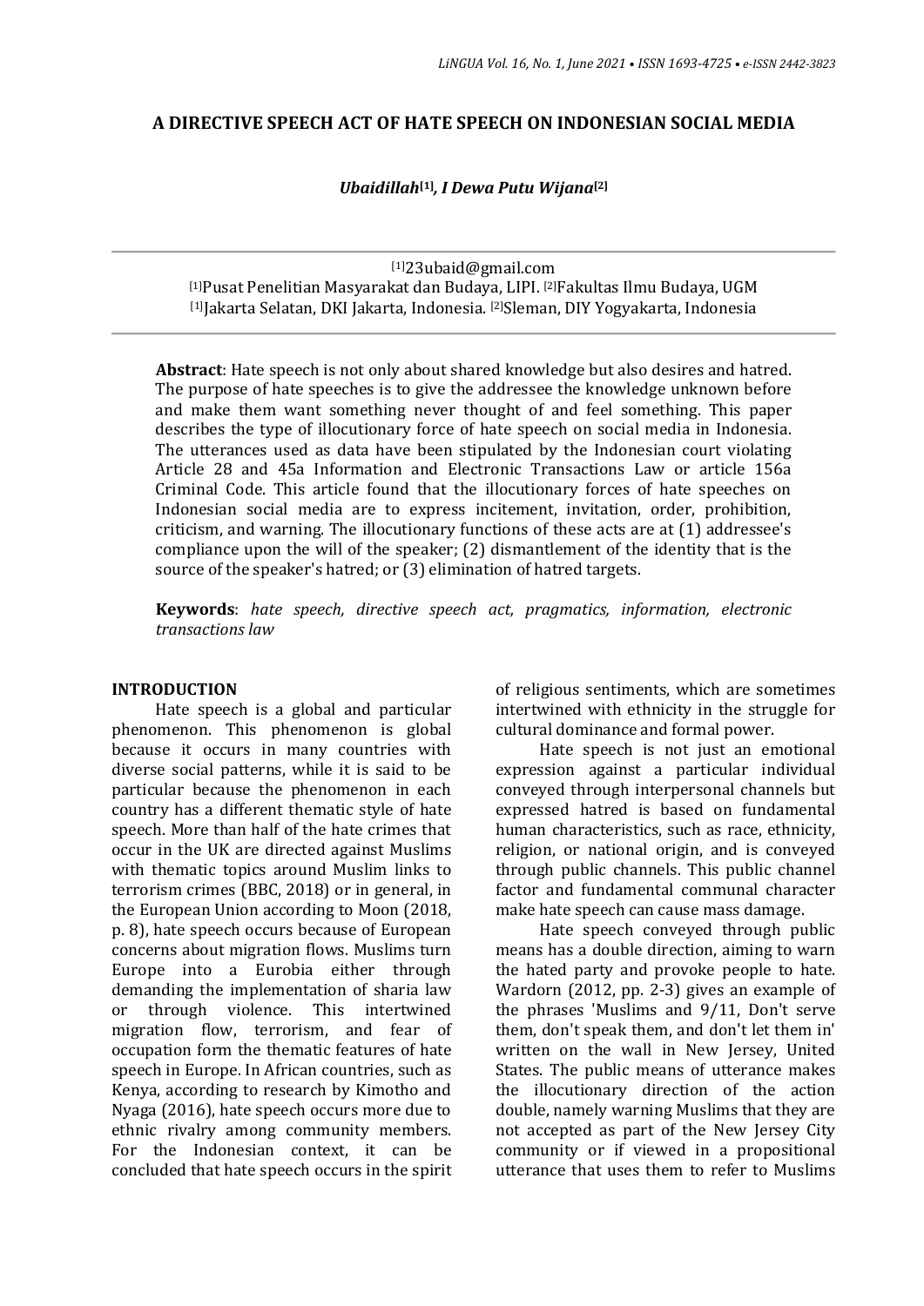# A DIRECTIVE SPEECH ACT OF HATE SPEECH ON INDONESIAN SOCIAL MEDIA

***Ubaidillah*[1]*, I Dewa Putu Wijana*[2]**

[1]23ubaid@gmail.com
[1]Pusat Penelitian Masyarakat dan Budaya, LIPI. [2]Fakultas Ilmu Budaya, UGM
[1]Jakarta Selatan, DKI Jakarta, Indonesia. [2]Sleman, DIY Yogyakarta, Indonesia

**Abstract**: Hate speech is not only about shared knowledge but also desires and hatred. The purpose of hate speeches is to give the addressee the knowledge unknown before and make them want something never thought of and feel something. This paper describes the type of illocutionary force of hate speech on social media in Indonesia. The utterances used as data have been stipulated by the Indonesian court violating Article 28 and 45a Information and Electronic Transactions Law or article 156a Criminal Code. This article found that the illocutionary forces of hate speeches on Indonesian social media are to express incitement, invitation, order, prohibition, criticism, and warning. The illocutionary functions of these acts are at (1) addressee's compliance upon the will of the speaker; (2) dismantlement of the identity that is the source of the speaker's hatred; or (3) elimination of hatred targets.

**Keywords**: *hate speech, directive speech act, pragmatics, information, electronic transactions law*

## INTRODUCTION

Hate speech is a global and particular phenomenon. This phenomenon is global because it occurs in many countries with diverse social patterns, while it is said to be particular because the phenomenon in each country has a different thematic style of hate speech. More than half of the hate crimes that occur in the UK are directed against Muslims with thematic topics around Muslim links to terrorism crimes (BBC, 2018) or in general, in the European Union according to Moon (2018, p. 8), hate speech occurs because of European concerns about migration flows. Muslims turn Europe into a Eurobia either through demanding the implementation of sharia law or through violence. This intertwined migration flow, terrorism, and fear of occupation form the thematic features of hate speech in Europe. In African countries, such as Kenya, according to research by Kimotho and Nyaga (2016), hate speech occurs more due to ethnic rivalry among community members. For the Indonesian context, it can be concluded that hate speech occurs in the spirit of religious sentiments, which are sometimes intertwined with ethnicity in the struggle for cultural dominance and formal power.

Hate speech is not just an emotional expression against a particular individual conveyed through interpersonal channels but expressed hatred is based on fundamental human characteristics, such as race, ethnicity, religion, or national origin, and is conveyed through public channels. This public channel factor and fundamental communal character make hate speech can cause mass damage.

Hate speech conveyed through public means has a double direction, aiming to warn the hated party and provoke people to hate. Wardorn (2012, pp. 2-3) gives an example of the phrases 'Muslims and 9/11, Don't serve them, don't speak them, and don't let them in' written on the wall in New Jersey, United States. The public means of utterance makes the illocutionary direction of the action double, namely warning Muslims that they are not accepted as part of the New Jersey City community or if viewed in a propositional utterance that uses them to refer to Muslims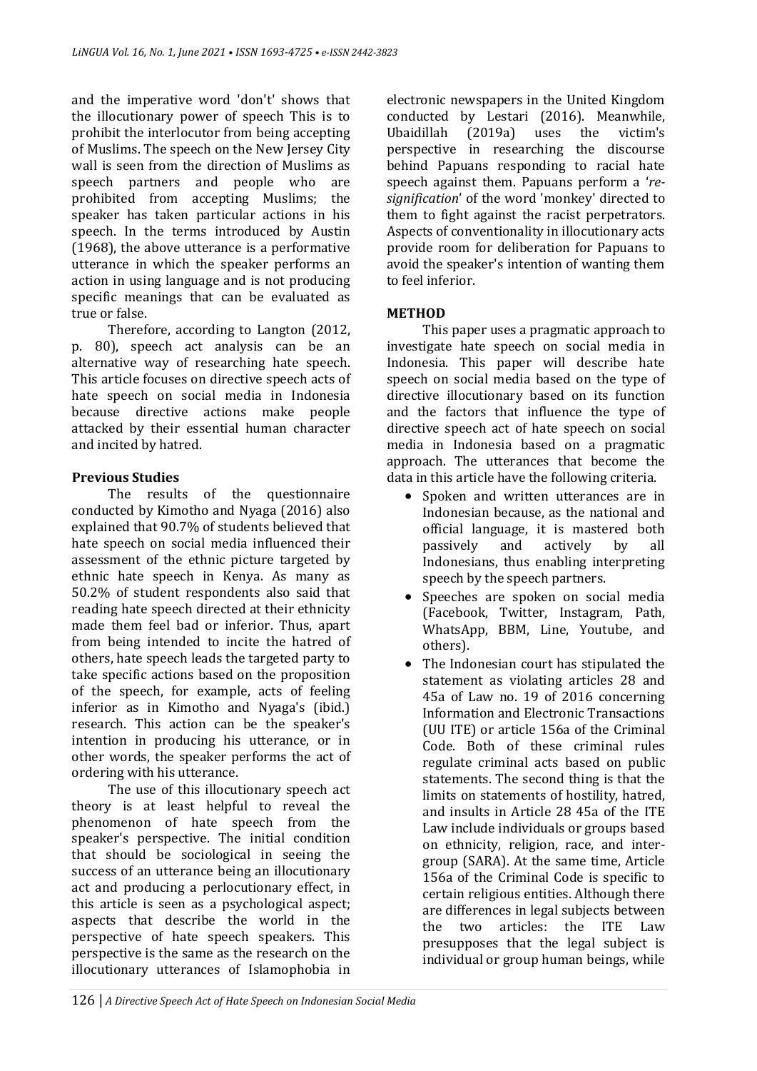and the imperative word 'don't' shows that the illocutionary power of speech This is to prohibit the interlocutor from being accepting of Muslims. The speech on the New Jersey City wall is seen from the direction of Muslims as speech partners and people who are prohibited from accepting Muslims; the speaker has taken particular actions in his speech. In the terms introduced by Austin (1968), the above utterance is a performative utterance in which the speaker performs an action in using language and is not producing specific meanings that can be evaluated as true or false.

Therefore, according to Langton (2012, p. 80), speech act analysis can be an alternative way of researching hate speech. This article focuses on directive speech acts of hate speech on social media in Indonesia because directive actions make people attacked by their essential human character and incited by hatred.

### Previous Studies

The results of the questionnaire conducted by Kimotho and Nyaga (2016) also explained that 90.7% of students believed that hate speech on social media influenced their assessment of the ethnic picture targeted by ethnic hate speech in Kenya. As many as 50.2% of student respondents also said that reading hate speech directed at their ethnicity made them feel bad or inferior. Thus, apart from being intended to incite the hatred of others, hate speech leads the targeted party to take specific actions based on the proposition of the speech, for example, acts of feeling inferior as in Kimotho and Nyaga's (ibid.) research. This action can be the speaker's intention in producing his utterance, or in other words, the speaker performs the act of ordering with his utterance.

The use of this illocutionary speech act theory is at least helpful to reveal the phenomenon of hate speech from the speaker's perspective. The initial condition that should be sociological in seeing the success of an utterance being an illocutionary act and producing a perlocutionary effect, in this article is seen as a psychological aspect; aspects that describe the world in the perspective of hate speech speakers. This perspective is the same as the research on the illocutionary utterances of Islamophobia in electronic newspapers in the United Kingdom conducted by Lestari (2016). Meanwhile, Ubaidillah (2019a) uses the victim's perspective in researching the discourse behind Papuans responding to racial hate speech against them. Papuans perform a '*re-signification*' of the word 'monkey' directed to them to fight against the racist perpetrators. Aspects of conventionality in illocutionary acts provide room for deliberation for Papuans to avoid the speaker's intention of wanting them to feel inferior.

## METHOD

This paper uses a pragmatic approach to investigate hate speech on social media in Indonesia. This paper will describe hate speech on social media based on the type of directive illocutionary based on its function and the factors that influence the type of directive speech act of hate speech on social media in Indonesia based on a pragmatic approach. The utterances that become the data in this article have the following criteria.

- Spoken and written utterances are in Indonesian because, as the national and official language, it is mastered both passively and actively by all Indonesians, thus enabling interpreting speech by the speech partners.
- Speeches are spoken on social media (Facebook, Twitter, Instagram, Path, WhatsApp, BBM, Line, Youtube, and others).
- The Indonesian court has stipulated the statement as violating articles 28 and 45a of Law no. 19 of 2016 concerning Information and Electronic Transactions (UU ITE) or article 156a of the Criminal Code. Both of these criminal rules regulate criminal acts based on public statements. The second thing is that the limits on statements of hostility, hatred, and insults in Article 28 45a of the ITE Law include individuals or groups based on ethnicity, religion, race, and inter-group (SARA). At the same time, Article 156a of the Criminal Code is specific to certain religious entities. Although there are differences in legal subjects between the two articles: the ITE Law presupposes that the legal subject is individual or group human beings, while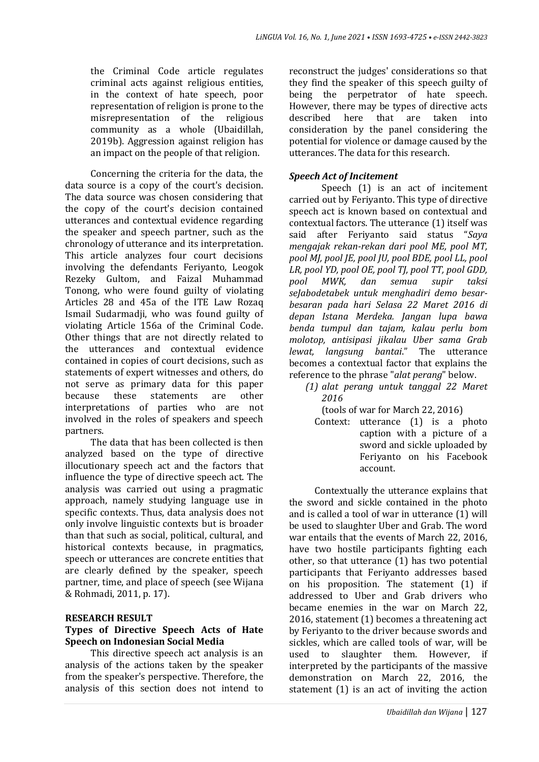the Criminal Code article regulates criminal acts against religious entities, in the context of hate speech, poor representation of religion is prone to the misrepresentation of the religious community as a whole (Ubaidillah, 2019b). Aggression against religion has an impact on the people of that religion.

Concerning the criteria for the data, the data source is a copy of the court's decision. The data source was chosen considering that the copy of the court's decision contained utterances and contextual evidence regarding the speaker and speech partner, such as the chronology of utterance and its interpretation. This article analyzes four court decisions involving the defendants Feriyanto, Leogok Rezeky Gultom, and Faizal Muhammad Tonong, who were found guilty of violating Articles 28 and 45a of the ITE Law Rozaq Ismail Sudarmadji, who was found guilty of violating Article 156a of the Criminal Code. Other things that are not directly related to the utterances and contextual evidence contained in copies of court decisions, such as statements of expert witnesses and others, do not serve as primary data for this paper because these statements are other interpretations of parties who are not involved in the roles of speakers and speech partners.

The data that has been collected is then analyzed based on the type of directive illocutionary speech act and the factors that influence the type of directive speech act. The analysis was carried out using a pragmatic approach, namely studying language use in specific contexts. Thus, data analysis does not only involve linguistic contexts but is broader than that such as social, political, cultural, and historical contexts because, in pragmatics, speech or utterances are concrete entities that are clearly defined by the speaker, speech partner, time, and place of speech (see Wijana & Rohmadi, 2011, p. 17).

## RESEARCH RESULT

### Types of Directive Speech Acts of Hate Speech on Indonesian Social Media

This directive speech act analysis is an analysis of the actions taken by the speaker from the speaker's perspective. Therefore, the analysis of this section does not intend to reconstruct the judges' considerations so that they find the speaker of this speech guilty of being the perpetrator of hate speech. However, there may be types of directive acts described here that are taken into consideration by the panel considering the potential for violence or damage caused by the utterances. The data for this research.

#### *Speech Act of Incitement*

Speech (1) is an act of incitement carried out by Feriyanto. This type of directive speech act is known based on contextual and contextual factors. The utterance (1) itself was said after Feriyanto said status "*Saya mengajak rekan-rekan dari pool ME, pool MT, pool MJ, pool JE, pool JU, pool BDE, pool LL, pool LR, pool YD, pool OE, pool TJ, pool TT, pool GDD, pool MWK, dan semua supir taksi seJabodetabek untuk menghadiri demo besar-besaran pada hari Selasa 22 Maret 2016 di depan Istana Merdeka. Jangan lupa bawa benda tumpul dan tajam, kalau perlu bom molotop, antisipasi jikalau Uber sama Grab lewat, langsung bantai*." The utterance becomes a contextual factor that explains the reference to the phrase "*alat perang*" below.

(1) *alat perang untuk tanggal 22 Maret 2016*

(tools of war for March 22, 2016)

Context: utterance (1) is a photo caption with a picture of a sword and sickle uploaded by Feriyanto on his Facebook account.

Contextually the utterance explains that the sword and sickle contained in the photo and is called a tool of war in utterance (1) will be used to slaughter Uber and Grab. The word war entails that the events of March 22, 2016, have two hostile participants fighting each other, so that utterance (1) has two potential participants that Feriyanto addresses based on his proposition. The statement (1) if addressed to Uber and Grab drivers who became enemies in the war on March 22, 2016, statement (1) becomes a threatening act by Feriyanto to the driver because swords and sickles, which are called tools of war, will be used to slaughter them. However, if interpreted by the participants of the massive demonstration on March 22, 2016, the statement (1) is an act of inviting the action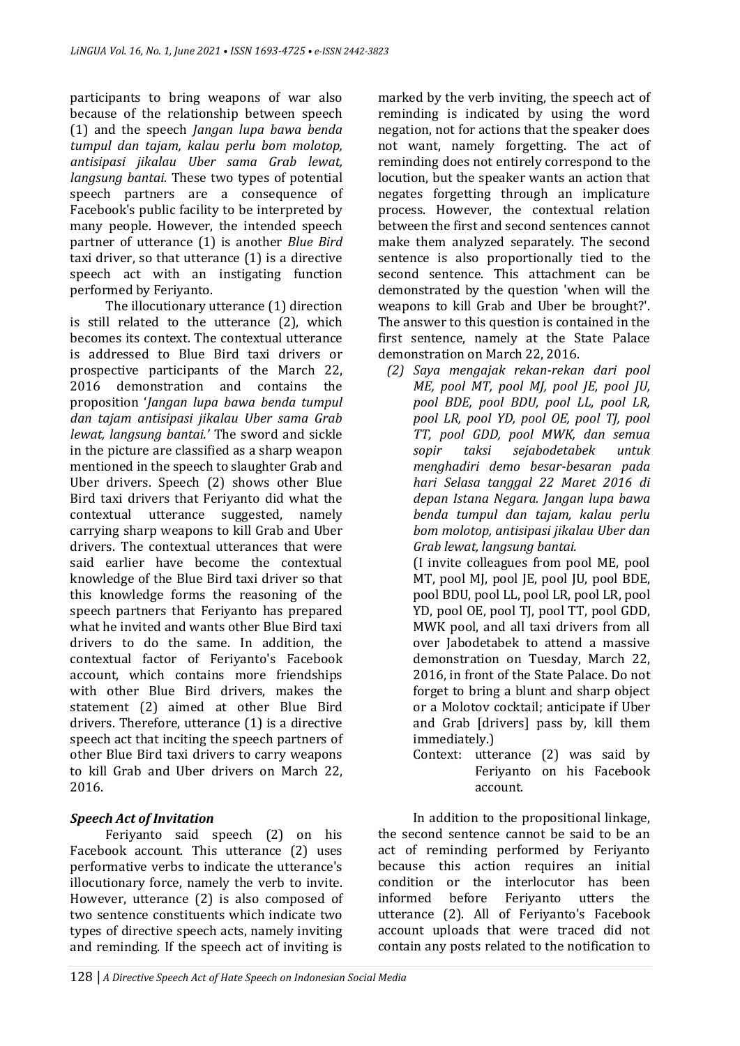participants to bring weapons of war also because of the relationship between speech (1) and the speech *Jangan lupa bawa benda tumpul dan tajam, kalau perlu bom molotop, antisipasi jikalau Uber sama Grab lewat, langsung bantai.* These two types of potential speech partners are a consequence of Facebook's public facility to be interpreted by many people. However, the intended speech partner of utterance (1) is another *Blue Bird* taxi driver, so that utterance (1) is a directive speech act with an instigating function performed by Feriyanto.

The illocutionary utterance (1) direction is still related to the utterance (2), which becomes its context. The contextual utterance is addressed to Blue Bird taxi drivers or prospective participants of the March 22, 2016 demonstration and contains the proposition '*Jangan lupa bawa benda tumpul dan tajam antisipasi jikalau Uber sama Grab lewat, langsung bantai.'* The sword and sickle in the picture are classified as a sharp weapon mentioned in the speech to slaughter Grab and Uber drivers. Speech (2) shows other Blue Bird taxi drivers that Feriyanto did what the contextual utterance suggested, namely carrying sharp weapons to kill Grab and Uber drivers. The contextual utterances that were said earlier have become the contextual knowledge of the Blue Bird taxi driver so that this knowledge forms the reasoning of the speech partners that Feriyanto has prepared what he invited and wants other Blue Bird taxi drivers to do the same. In addition, the contextual factor of Feriyanto's Facebook account, which contains more friendships with other Blue Bird drivers, makes the statement (2) aimed at other Blue Bird drivers. Therefore, utterance (1) is a directive speech act that inciting the speech partners of other Blue Bird taxi drivers to carry weapons to kill Grab and Uber drivers on March 22, 2016.

### *Speech Act of Invitation*

Feriyanto said speech (2) on his Facebook account. This utterance (2) uses performative verbs to indicate the utterance's illocutionary force, namely the verb to invite. However, utterance (2) is also composed of two sentence constituents which indicate two types of directive speech acts, namely inviting and reminding. If the speech act of inviting is marked by the verb inviting, the speech act of reminding is indicated by using the word negation, not for actions that the speaker does not want, namely forgetting. The act of reminding does not entirely correspond to the locution, but the speaker wants an action that negates forgetting through an implicature process. However, the contextual relation between the first and second sentences cannot make them analyzed separately. The second sentence is also proportionally tied to the second sentence. This attachment can be demonstrated by the question 'when will the weapons to kill Grab and Uber be brought?'. The answer to this question is contained in the first sentence, namely at the State Palace demonstration on March 22, 2016.

(2) *Saya mengajak rekan-rekan dari pool ME, pool MT, pool MJ, pool JE, pool JU, pool BDE, pool BDU, pool LL, pool LR, pool LR, pool YD, pool OE, pool TJ, pool TT, pool GDD, pool MWK, dan semua sopir taksi sejabodetabek untuk menghadiri demo besar-besaran pada hari Selasa tanggal 22 Maret 2016 di depan Istana Negara. Jangan lupa bawa benda tumpul dan tajam, kalau perlu bom molotop, antisipasi jikalau Uber dan Grab lewat, langsung bantai.*

(I invite colleagues from pool ME, pool MT, pool MJ, pool JE, pool JU, pool BDE, pool BDU, pool LL, pool LR, pool LR, pool YD, pool OE, pool TJ, pool TT, pool GDD, MWK pool, and all taxi drivers from all over Jabodetabek to attend a massive demonstration on Tuesday, March 22, 2016, in front of the State Palace. Do not forget to bring a blunt and sharp object or a Molotov cocktail; anticipate if Uber and Grab [drivers] pass by, kill them immediately.)

Context: utterance (2) was said by Feriyanto on his Facebook account.

In addition to the propositional linkage, the second sentence cannot be said to be an act of reminding performed by Feriyanto because this action requires an initial condition or the interlocutor has been informed before Feriyanto utters the utterance (2). All of Feriyanto's Facebook account uploads that were traced did not contain any posts related to the notification to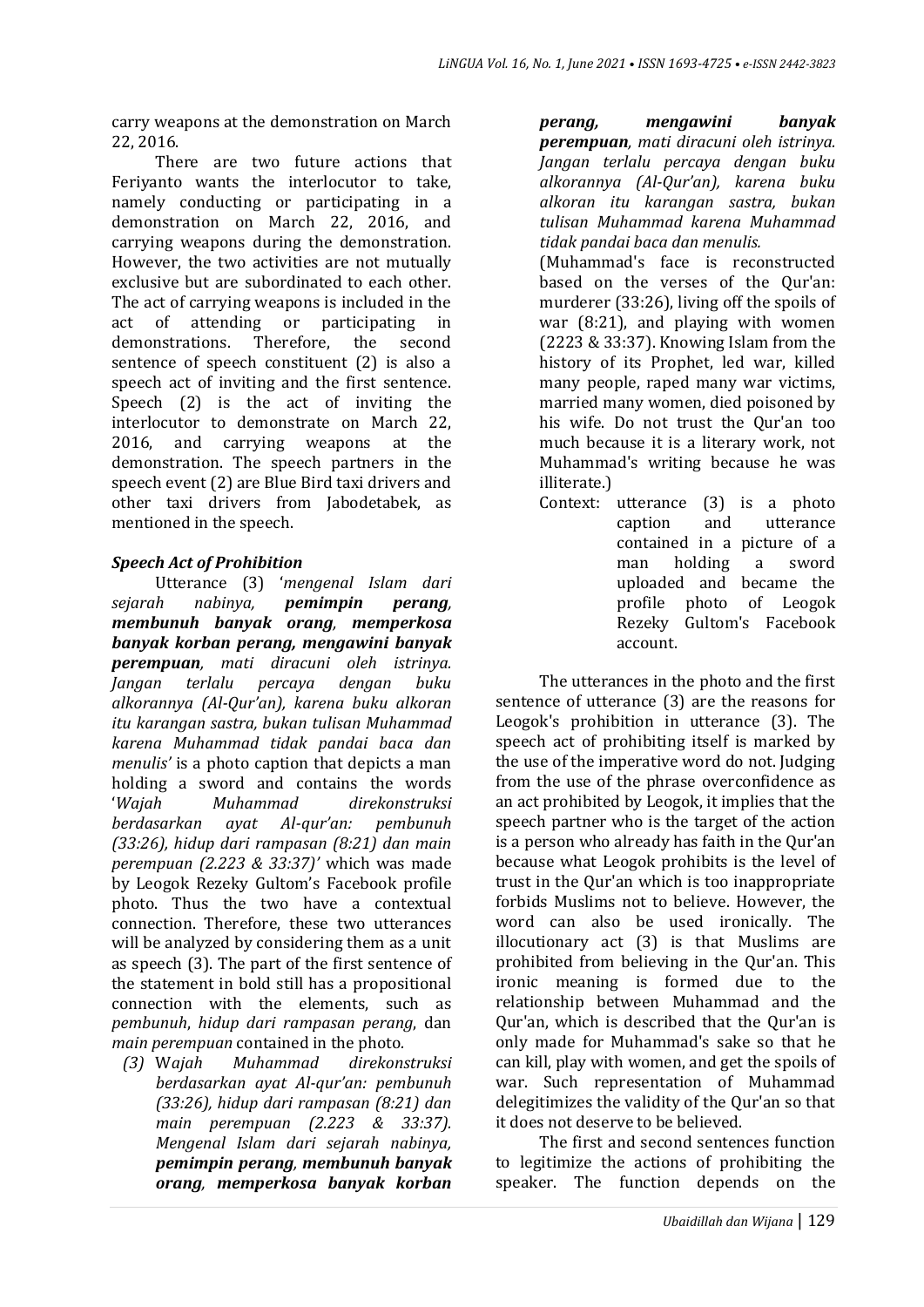carry weapons at the demonstration on March 22, 2016.

There are two future actions that Feriyanto wants the interlocutor to take, namely conducting or participating in a demonstration on March 22, 2016, and carrying weapons during the demonstration. However, the two activities are not mutually exclusive but are subordinated to each other. The act of carrying weapons is included in the act of attending or participating in demonstrations. Therefore, the second sentence of speech constituent (2) is also a speech act of inviting and the first sentence. Speech (2) is the act of inviting the interlocutor to demonstrate on March 22, 2016, and carrying weapons at the demonstration. The speech partners in the speech event (2) are Blue Bird taxi drivers and other taxi drivers from Jabodetabek, as mentioned in the speech.

### *Speech Act of Prohibition*

Utterance (3) '*mengenal Islam dari sejarah nabinya, **pemimpin perang, membunuh banyak orang, memperkosa banyak korban perang, mengawini banyak perempuan**, mati diracuni oleh istrinya. Jangan terlalu percaya dengan buku alkorannya (Al-Qur'an), karena buku alkoran itu karangan sastra, bukan tulisan Muhammad karena Muhammad tidak pandai baca dan menulis'* is a photo caption that depicts a man holding a sword and contains the words '*Wajah Muhammad direkonstruksi berdasarkan ayat Al-qur'an: pembunuh (33:26), hidup dari rampasan (8:21) dan main perempuan (2.223 & 33:37)'* which was made by Leogok Rezeky Gultom's Facebook profile photo. Thus the two have a contextual connection. Therefore, these two utterances will be analyzed by considering them as a unit as speech (3). The part of the first sentence of the statement in bold still has a propositional connection with the elements, such as *pembunuh*, *hidup dari rampasan perang*, dan *main perempuan* contained in the photo.

*(3) Wajah Muhammad direkonstruksi berdasarkan ayat Al-qur'an: pembunuh (33:26), hidup dari rampasan (8:21) dan main perempuan (2.223 & 33:37). Mengenal Islam dari sejarah nabinya, **pemimpin perang, membunuh banyak orang, memperkosa banyak korban perang, mengawini banyak perempuan**, mati diracuni oleh istrinya. Jangan terlalu percaya dengan buku alkorannya (Al-Qur'an), karena buku alkoran itu karangan sastra, bukan tulisan Muhammad karena Muhammad tidak pandai baca dan menulis.*

(Muhammad's face is reconstructed based on the verses of the Qur'an: murderer (33:26), living off the spoils of war (8:21), and playing with women (2223 & 33:37). Knowing Islam from the history of its Prophet, led war, killed many people, raped many war victims, married many women, died poisoned by his wife. Do not trust the Qur'an too much because it is a literary work, not Muhammad's writing because he was illiterate.)

Context: utterance (3) is a photo caption and utterance contained in a picture of a man holding a sword uploaded and became the profile photo of Leogok Rezeky Gultom's Facebook account.

The utterances in the photo and the first sentence of utterance (3) are the reasons for Leogok's prohibition in utterance (3). The speech act of prohibiting itself is marked by the use of the imperative word do not. Judging from the use of the phrase overconfidence as an act prohibited by Leogok, it implies that the speech partner who is the target of the action is a person who already has faith in the Qur'an because what Leogok prohibits is the level of trust in the Qur'an which is too inappropriate forbids Muslims not to believe. However, the word can also be used ironically. The illocutionary act (3) is that Muslims are prohibited from believing in the Qur'an. This ironic meaning is formed due to the relationship between Muhammad and the Qur'an, which is described that the Qur'an is only made for Muhammad's sake so that he can kill, play with women, and get the spoils of war. Such representation of Muhammad delegitimizes the validity of the Qur'an so that it does not deserve to be believed.

The first and second sentences function to legitimize the actions of prohibiting the speaker. The function depends on the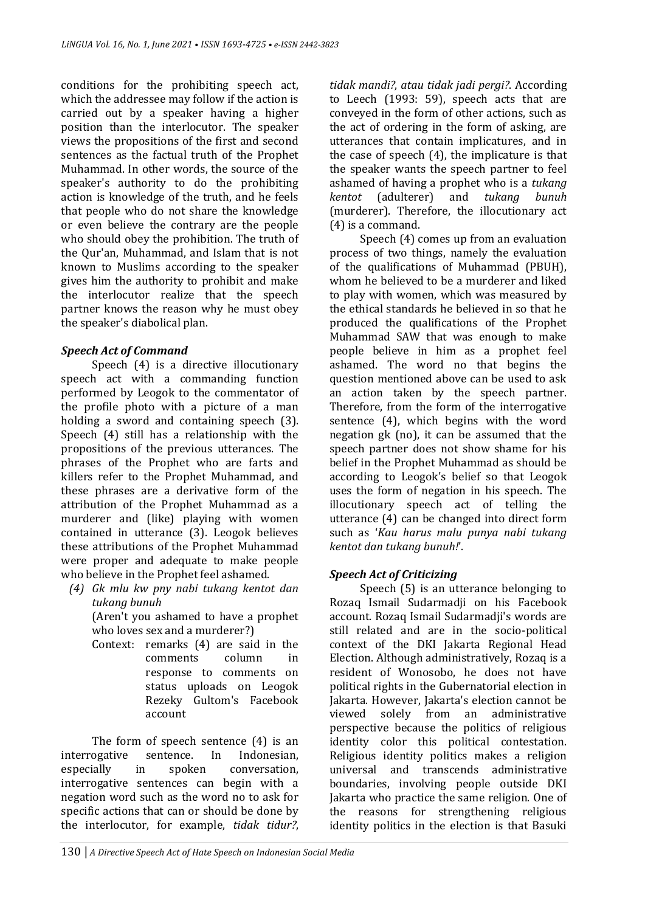conditions for the prohibiting speech act, which the addressee may follow if the action is carried out by a speaker having a higher position than the interlocutor. The speaker views the propositions of the first and second sentences as the factual truth of the Prophet Muhammad. In other words, the source of the speaker's authority to do the prohibiting action is knowledge of the truth, and he feels that people who do not share the knowledge or even believe the contrary are the people who should obey the prohibition. The truth of the Qur'an, Muhammad, and Islam that is not known to Muslims according to the speaker gives him the authority to prohibit and make the interlocutor realize that the speech partner knows the reason why he must obey the speaker's diabolical plan.

### *Speech Act of Command*

Speech (4) is a directive illocutionary speech act with a commanding function performed by Leogok to the commentator of the profile photo with a picture of a man holding a sword and containing speech (3). Speech (4) still has a relationship with the propositions of the previous utterances. The phrases of the Prophet who are farts and killers refer to the Prophet Muhammad, and these phrases are a derivative form of the attribution of the Prophet Muhammad as a murderer and (like) playing with women contained in utterance (3). Leogok believes these attributions of the Prophet Muhammad were proper and adequate to make people who believe in the Prophet feel ashamed.

*(4) Gk mlu kw pny nabi tukang kentot dan tukang bunuh*

(Aren't you ashamed to have a prophet who loves sex and a murderer?)

Context: remarks (4) are said in the comments column in response to comments on status uploads on Leogok Rezeky Gultom's Facebook account

The form of speech sentence (4) is an interrogative sentence. In Indonesian, especially in spoken conversation, interrogative sentences can begin with a negation word such as the word no to ask for specific actions that can or should be done by the interlocutor, for example, *tidak tidur?*, *tidak mandi?*, *atau tidak jadi pergi?*. According to Leech (1993: 59), speech acts that are conveyed in the form of other actions, such as the act of ordering in the form of asking, are utterances that contain implicatures, and in the case of speech (4), the implicature is that the speaker wants the speech partner to feel ashamed of having a prophet who is a *tukang kentot* (adulterer) and *tukang bunuh* (murderer). Therefore, the illocutionary act (4) is a command.

Speech (4) comes up from an evaluation process of two things, namely the evaluation of the qualifications of Muhammad (PBUH), whom he believed to be a murderer and liked to play with women, which was measured by the ethical standards he believed in so that he produced the qualifications of the Prophet Muhammad SAW that was enough to make people believe in him as a prophet feel ashamed. The word no that begins the question mentioned above can be used to ask an action taken by the speech partner. Therefore, from the form of the interrogative sentence (4), which begins with the word negation gk (no), it can be assumed that the speech partner does not show shame for his belief in the Prophet Muhammad as should be according to Leogok's belief so that Leogok uses the form of negation in his speech. The illocutionary speech act of telling the utterance (4) can be changed into direct form such as '*Kau harus malu punya nabi tukang kentot dan tukang bunuh!*'.

### *Speech Act of Criticizing*

Speech (5) is an utterance belonging to Rozaq Ismail Sudarmadji on his Facebook account. Rozaq Ismail Sudarmadji's words are still related and are in the socio-political context of the DKI Jakarta Regional Head Election. Although administratively, Rozaq is a resident of Wonosobo, he does not have political rights in the Gubernatorial election in Jakarta. However, Jakarta's election cannot be viewed solely from an administrative perspective because the politics of religious identity color this political contestation. Religious identity politics makes a religion universal and transcends administrative boundaries, involving people outside DKI Jakarta who practice the same religion. One of the reasons for strengthening religious identity politics in the election is that Basuki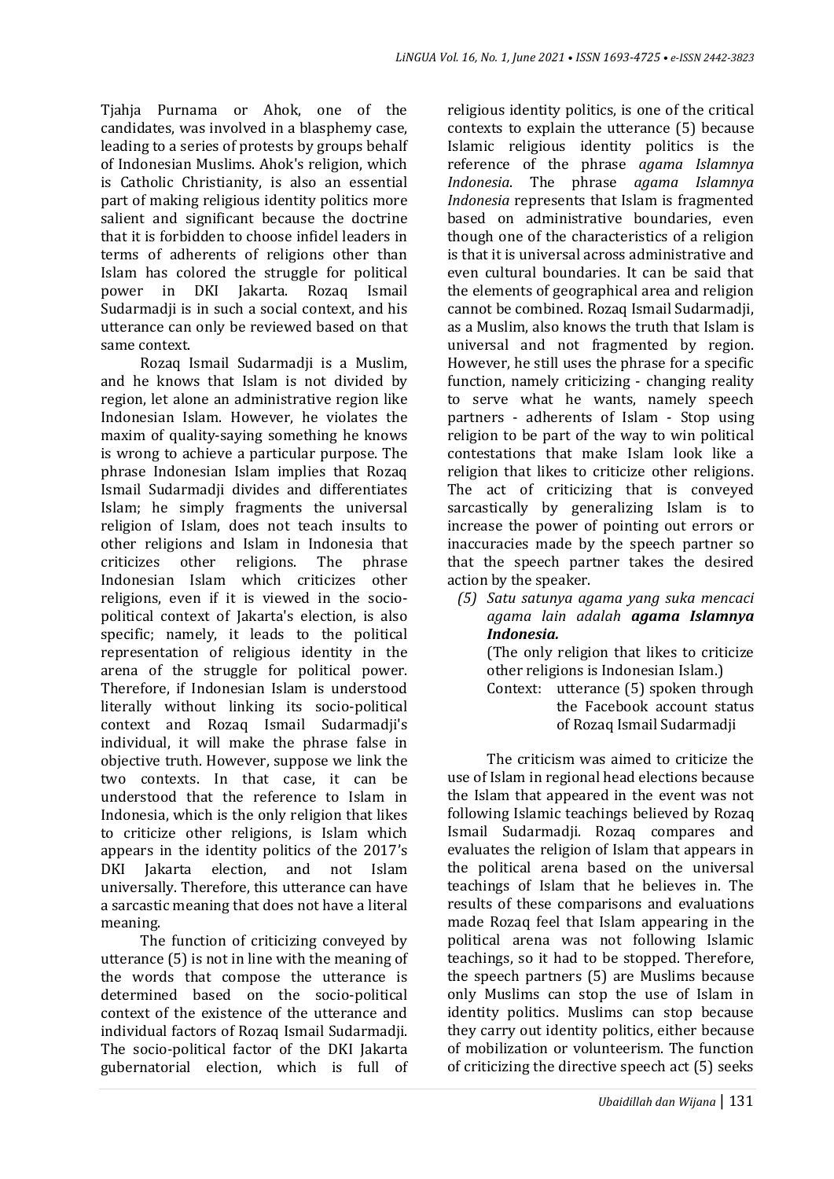Tjahja Purnama or Ahok, one of the candidates, was involved in a blasphemy case, leading to a series of protests by groups behalf of Indonesian Muslims. Ahok's religion, which is Catholic Christianity, is also an essential part of making religious identity politics more salient and significant because the doctrine that it is forbidden to choose infidel leaders in terms of adherents of religions other than Islam has colored the struggle for political power in DKI Jakarta. Rozaq Ismail Sudarmadji is in such a social context, and his utterance can only be reviewed based on that same context.

Rozaq Ismail Sudarmadji is a Muslim, and he knows that Islam is not divided by region, let alone an administrative region like Indonesian Islam. However, he violates the maxim of quality-saying something he knows is wrong to achieve a particular purpose. The phrase Indonesian Islam implies that Rozaq Ismail Sudarmadji divides and differentiates Islam; he simply fragments the universal religion of Islam, does not teach insults to other religions and Islam in Indonesia that criticizes other religions. The phrase Indonesian Islam which criticizes other religions, even if it is viewed in the socio-political context of Jakarta's election, is also specific; namely, it leads to the political representation of religious identity in the arena of the struggle for political power. Therefore, if Indonesian Islam is understood literally without linking its socio-political context and Rozaq Ismail Sudarmadji's individual, it will make the phrase false in objective truth. However, suppose we link the two contexts. In that case, it can be understood that the reference to Islam in Indonesia, which is the only religion that likes to criticize other religions, is Islam which appears in the identity politics of the 2017's DKI Jakarta election, and not Islam universally. Therefore, this utterance can have a sarcastic meaning that does not have a literal meaning.

The function of criticizing conveyed by utterance (5) is not in line with the meaning of the words that compose the utterance is determined based on the socio-political context of the existence of the utterance and individual factors of Rozaq Ismail Sudarmadji. The socio-political factor of the DKI Jakarta gubernatorial election, which is full of religious identity politics, is one of the critical contexts to explain the utterance (5) because Islamic religious identity politics is the reference of the phrase *agama Islamnya Indonesia*. The phrase *agama Islamnya Indonesia* represents that Islam is fragmented based on administrative boundaries, even though one of the characteristics of a religion is that it is universal across administrative and even cultural boundaries. It can be said that the elements of geographical area and religion cannot be combined. Rozaq Ismail Sudarmadji, as a Muslim, also knows the truth that Islam is universal and not fragmented by region. However, he still uses the phrase for a specific function, namely criticizing - changing reality to serve what he wants, namely speech partners - adherents of Islam - Stop using religion to be part of the way to win political contestations that make Islam look like a religion that likes to criticize other religions. The act of criticizing that is conveyed sarcastically by generalizing Islam is to increase the power of pointing out errors or inaccuracies made by the speech partner so that the speech partner takes the desired action by the speaker.

(5) *Satu satunya agama yang suka mencaci agama lain adalah **agama Islamnya Indonesia.***

(The only religion that likes to criticize other religions is Indonesian Islam.)

Context: utterance (5) spoken through the Facebook account status of Rozaq Ismail Sudarmadji

The criticism was aimed to criticize the use of Islam in regional head elections because the Islam that appeared in the event was not following Islamic teachings believed by Rozaq Ismail Sudarmadji. Rozaq compares and evaluates the religion of Islam that appears in the political arena based on the universal teachings of Islam that he believes in. The results of these comparisons and evaluations made Rozaq feel that Islam appearing in the political arena was not following Islamic teachings, so it had to be stopped. Therefore, the speech partners (5) are Muslims because only Muslims can stop the use of Islam in identity politics. Muslims can stop because they carry out identity politics, either because of mobilization or volunteerism. The function of criticizing the directive speech act (5) seeks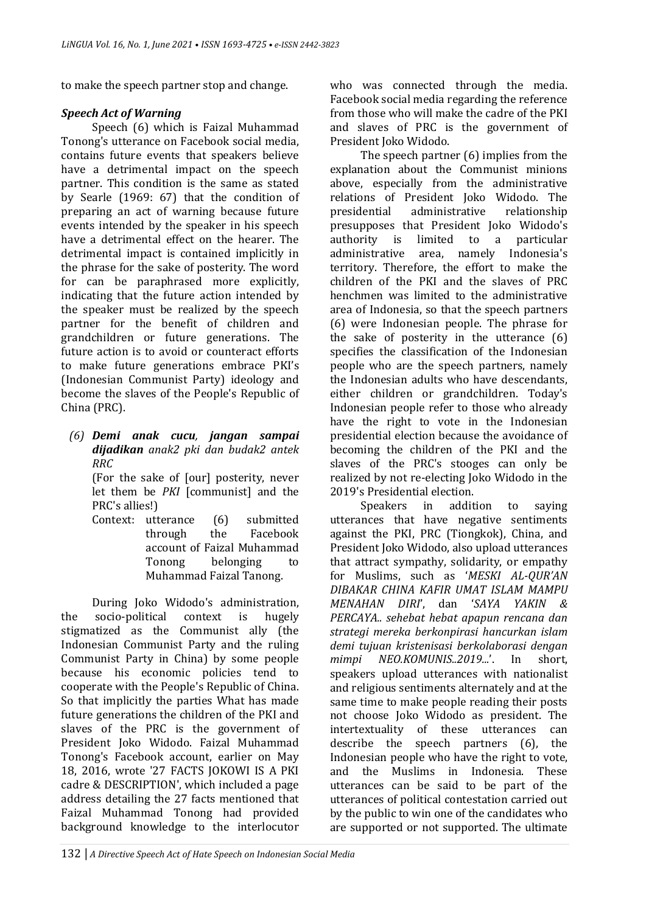to make the speech partner stop and change.

### *Speech Act of Warning*

Speech (6) which is Faizal Muhammad Tonong's utterance on Facebook social media, contains future events that speakers believe have a detrimental impact on the speech partner. This condition is the same as stated by Searle (1969: 67) that the condition of preparing an act of warning because future events intended by the speaker in his speech have a detrimental effect on the hearer. The detrimental impact is contained implicitly in the phrase for the sake of posterity. The word for can be paraphrased more explicitly, indicating that the future action intended by the speaker must be realized by the speech partner for the benefit of children and grandchildren or future generations. The future action is to avoid or counteract efforts to make future generations embrace PKI's (Indonesian Communist Party) ideology and become the slaves of the People's Republic of China (PRC).

> (6) ***Demi anak cucu**, **jangan sampai dijadikan** anak2 pki dan budak2 antek RRC*
>
> (For the sake of [our] posterity, never let them be *PKI* [communist] and the PRC's allies!)
>
> Context: utterance (6) submitted through the Facebook account of Faizal Muhammad Tonong belonging to Muhammad Faizal Tanong.

During Joko Widodo's administration, the socio-political context is hugely stigmatized as the Communist ally (the Indonesian Communist Party and the ruling Communist Party in China) by some people because his economic policies tend to cooperate with the People's Republic of China. So that implicitly the parties What has made future generations the children of the PKI and slaves of the PRC is the government of President Joko Widodo. Faizal Muhammad Tonong's Facebook account, earlier on May 18, 2016, wrote '27 FACTS JOKOWI IS A PKI cadre & DESCRIPTION', which included a page address detailing the 27 facts mentioned that Faizal Muhammad Tonong had provided background knowledge to the interlocutor who was connected through the media. Facebook social media regarding the reference from those who will make the cadre of the PKI and slaves of PRC is the government of President Joko Widodo.

The speech partner (6) implies from the explanation about the Communist minions above, especially from the administrative relations of President Joko Widodo. The presidential administrative relationship presupposes that President Joko Widodo's authority is limited to a particular administrative area, namely Indonesia's territory. Therefore, the effort to make the children of the PKI and the slaves of PRC henchmen was limited to the administrative area of Indonesia, so that the speech partners (6) were Indonesian people. The phrase for the sake of posterity in the utterance (6) specifies the classification of the Indonesian people who are the speech partners, namely the Indonesian adults who have descendants, either children or grandchildren. Today's Indonesian people refer to those who already have the right to vote in the Indonesian presidential election because the avoidance of becoming the children of the PKI and the slaves of the PRC's stooges can only be realized by not re-electing Joko Widodo in the 2019's Presidential election.

Speakers in addition to saying utterances that have negative sentiments against the PKI, PRC (Tiongkok), China, and President Joko Widodo, also upload utterances that attract sympathy, solidarity, or empathy for Muslims, such as '*MESKI AL-QUR'AN DIBAKAR CHINA KAFIR UMAT ISLAM MAMPU MENAHAN DIRI*', dan '*SAYA YAKIN & PERCAYA.. sehebat hebat apapun rencana dan strategi mereka berkonpirasi hancurkan islam demi tujuan kristenisasi berkolaborasi dengan mimpi NEO.KOMUNIS..2019...*'. In short, speakers upload utterances with nationalist and religious sentiments alternately and at the same time to make people reading their posts not choose Joko Widodo as president. The intertextuality of these utterances can describe the speech partners (6), the Indonesian people who have the right to vote, and the Muslims in Indonesia. These utterances can be said to be part of the utterances of political contestation carried out by the public to win one of the candidates who are supported or not supported. The ultimate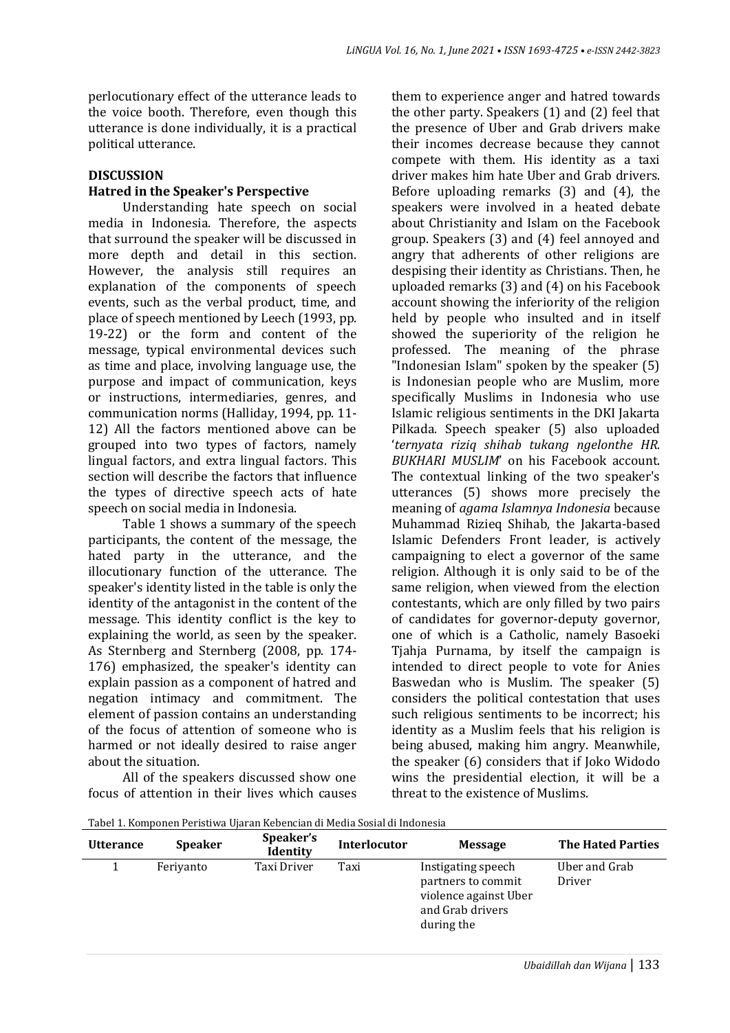perlocutionary effect of the utterance leads to the voice booth. Therefore, even though this utterance is done individually, it is a practical political utterance.

## DISCUSSION

### Hatred in the Speaker's Perspective

Understanding hate speech on social media in Indonesia. Therefore, the aspects that surround the speaker will be discussed in more depth and detail in this section. However, the analysis still requires an explanation of the components of speech events, such as the verbal product, time, and place of speech mentioned by Leech (1993, pp. 19-22) or the form and content of the message, typical environmental devices such as time and place, involving language use, the purpose and impact of communication, keys or instructions, intermediaries, genres, and communication norms (Halliday, 1994, pp. 11-12) All the factors mentioned above can be grouped into two types of factors, namely lingual factors, and extra lingual factors. This section will describe the factors that influence the types of directive speech acts of hate speech on social media in Indonesia.

Table 1 shows a summary of the speech participants, the content of the message, the hated party in the utterance, and the illocutionary function of the utterance. The speaker's identity listed in the table is only the identity of the antagonist in the content of the message. This identity conflict is the key to explaining the world, as seen by the speaker. As Sternberg and Sternberg (2008, pp. 174-176) emphasized, the speaker's identity can explain passion as a component of hatred and negation intimacy and commitment. The element of passion contains an understanding of the focus of attention of someone who is harmed or not ideally desired to raise anger about the situation.

All of the speakers discussed show one focus of attention in their lives which causes them to experience anger and hatred towards the other party. Speakers (1) and (2) feel that the presence of Uber and Grab drivers make their incomes decrease because they cannot compete with them. His identity as a taxi driver makes him hate Uber and Grab drivers. Before uploading remarks (3) and (4), the speakers were involved in a heated debate about Christianity and Islam on the Facebook group. Speakers (3) and (4) feel annoyed and angry that adherents of other religions are despising their identity as Christians. Then, he uploaded remarks (3) and (4) on his Facebook account showing the inferiority of the religion held by people who insulted and in itself showed the superiority of the religion he professed. The meaning of the phrase "Indonesian Islam" spoken by the speaker (5) is Indonesian people who are Muslim, more specifically Muslims in Indonesia who use Islamic religious sentiments in the DKI Jakarta Pilkada. Speech speaker (5) also uploaded '*ternyata riziq shihab tukang ngelonthe HR. BUKHARI MUSLIM*' on his Facebook account. The contextual linking of the two speaker's utterances (5) shows more precisely the meaning of *agama Islamnya Indonesia* because Muhammad Rizieq Shihab, the Jakarta-based Islamic Defenders Front leader, is actively campaigning to elect a governor of the same religion. Although it is only said to be of the same religion, when viewed from the election contestants, which are only filled by two pairs of candidates for governor-deputy governor, one of which is a Catholic, namely Basoeki Tjahja Purnama, by itself the campaign is intended to direct people to vote for Anies Baswedan who is Muslim. The speaker (5) considers the political contestation that uses such religious sentiments to be incorrect; his identity as a Muslim feels that his religion is being abused, making him angry. Meanwhile, the speaker (6) considers that if Joko Widodo wins the presidential election, it will be a threat to the existence of Muslims.

Tabel 1. Komponen Peristiwa Ujaran Kebencian di Media Sosial di Indonesia

| Utterance | Speaker | Speaker's Identity | Interlocutor | Message | The Hated Parties |
|---|---|---|---|---|---|
| 1 | Feriyanto | Taxi Driver | Taxi | Instigating speech partners to commit violence against Uber and Grab drivers during the | Uber and Grab Driver |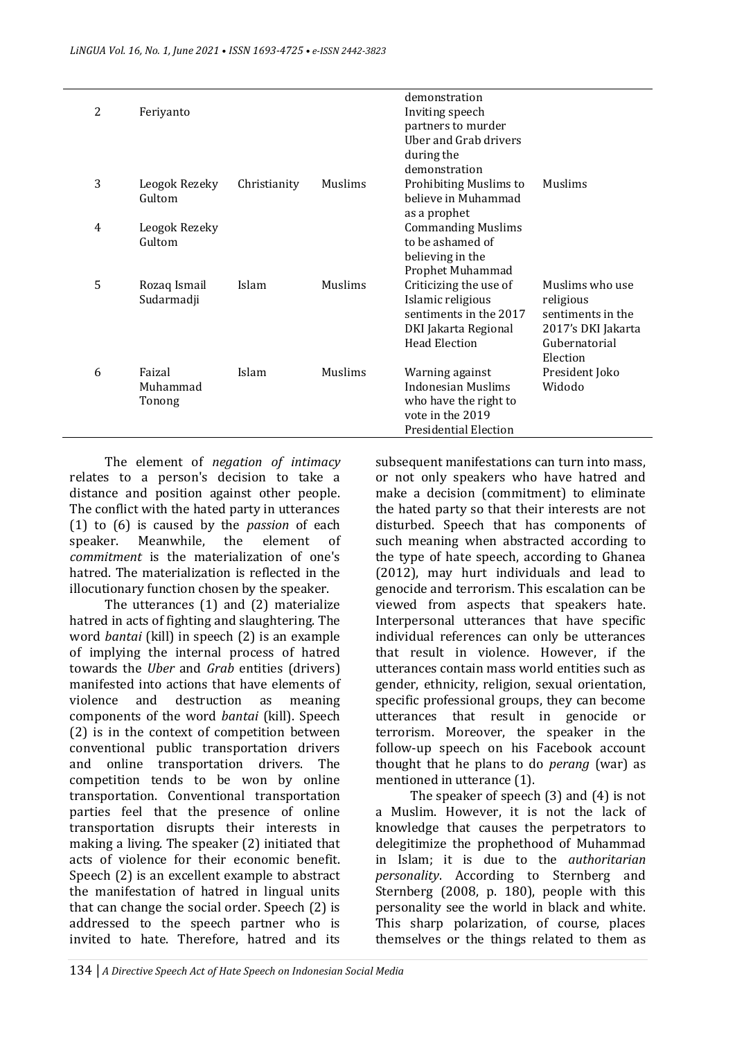| | | | | demonstration | |
|---|---|---|---|---|---|
| 2 | Feriyanto | | | Inviting speech partners to murder Uber and Grab drivers during the demonstration | |
| 3 | Leogok Rezeky Gultom | Christianity | Muslims | Prohibiting Muslims to believe in Muhammad as a prophet | Muslims |
| 4 | Leogok Rezeky Gultom | | | Commanding Muslims to be ashamed of believing in the Prophet Muhammad | |
| 5 | Rozaq Ismail Sudarmadji | Islam | Muslims | Criticizing the use of Islamic religious sentiments in the 2017 DKI Jakarta Regional Head Election | Muslims who use religious sentiments in the 2017's DKI Jakarta Gubernatorial Election |
| 6 | Faizal Muhammad Tonong | Islam | Muslims | Warning against Indonesian Muslims who have the right to vote in the 2019 Presidential Election | President Joko Widodo |

The element of *negation of intimacy* relates to a person's decision to take a distance and position against other people. The conflict with the hated party in utterances (1) to (6) is caused by the *passion* of each speaker. Meanwhile, the element of *commitment* is the materialization of one's hatred. The materialization is reflected in the illocutionary function chosen by the speaker.

The utterances (1) and (2) materialize hatred in acts of fighting and slaughtering. The word *bantai* (kill) in speech (2) is an example of implying the internal process of hatred towards the *Uber* and *Grab* entities (drivers) manifested into actions that have elements of violence and destruction as meaning components of the word *bantai* (kill). Speech (2) is in the context of competition between conventional public transportation drivers and online transportation drivers. The competition tends to be won by online transportation. Conventional transportation parties feel that the presence of online transportation disrupts their interests in making a living. The speaker (2) initiated that acts of violence for their economic benefit. Speech (2) is an excellent example to abstract the manifestation of hatred in lingual units that can change the social order. Speech (2) is addressed to the speech partner who is invited to hate. Therefore, hatred and its subsequent manifestations can turn into mass, or not only speakers who have hatred and make a decision (commitment) to eliminate the hated party so that their interests are not disturbed. Speech that has components of such meaning when abstracted according to the type of hate speech, according to Ghanea (2012), may hurt individuals and lead to genocide and terrorism. This escalation can be viewed from aspects that speakers hate. Interpersonal utterances that have specific individual references can only be utterances that result in violence. However, if the utterances contain mass world entities such as gender, ethnicity, religion, sexual orientation, specific professional groups, they can become utterances that result in genocide or terrorism. Moreover, the speaker in the follow-up speech on his Facebook account thought that he plans to do *perang* (war) as mentioned in utterance (1).

The speaker of speech (3) and (4) is not a Muslim. However, it is not the lack of knowledge that causes the perpetrators to delegitimize the prophethood of Muhammad in Islam; it is due to the *authoritarian personality*. According to Sternberg and Sternberg (2008, p. 180), people with this personality see the world in black and white. This sharp polarization, of course, places themselves or the things related to them as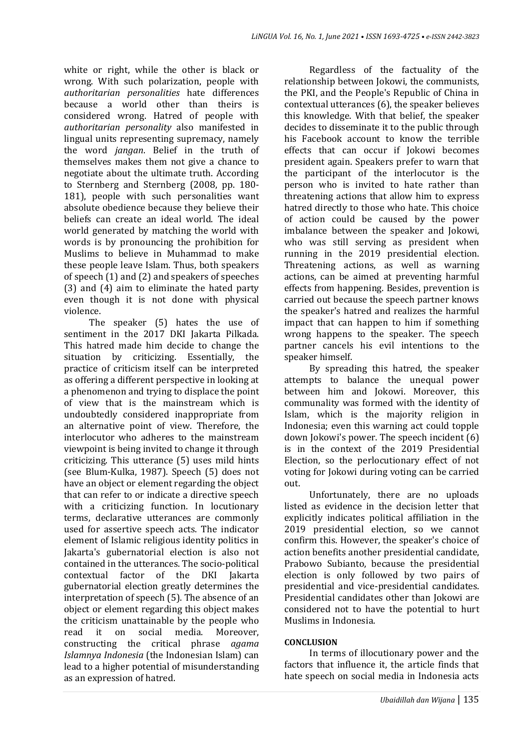white or right, while the other is black or wrong. With such polarization, people with *authoritarian personalities* hate differences because a world other than theirs is considered wrong. Hatred of people with *authoritarian personality* also manifested in lingual units representing supremacy, namely the word *jangan*. Belief in the truth of themselves makes them not give a chance to negotiate about the ultimate truth. According to Sternberg and Sternberg (2008, pp. 180-181), people with such personalities want absolute obedience because they believe their beliefs can create an ideal world. The ideal world generated by matching the world with words is by pronouncing the prohibition for Muslims to believe in Muhammad to make these people leave Islam. Thus, both speakers of speech (1) and (2) and speakers of speeches (3) and (4) aim to eliminate the hated party even though it is not done with physical violence.

The speaker (5) hates the use of sentiment in the 2017 DKI Jakarta Pilkada. This hatred made him decide to change the situation by criticizing. Essentially, the practice of criticism itself can be interpreted as offering a different perspective in looking at a phenomenon and trying to displace the point of view that is the mainstream which is undoubtedly considered inappropriate from an alternative point of view. Therefore, the interlocutor who adheres to the mainstream viewpoint is being invited to change it through criticizing. This utterance (5) uses mild hints (see Blum-Kulka, 1987). Speech (5) does not have an object or element regarding the object that can refer to or indicate a directive speech with a criticizing function. In locutionary terms, declarative utterances are commonly used for assertive speech acts. The indicator element of Islamic religious identity politics in Jakarta's gubernatorial election is also not contained in the utterances. The socio-political contextual factor of the DKI Jakarta gubernatorial election greatly determines the interpretation of speech (5). The absence of an object or element regarding this object makes the criticism unattainable by the people who read it on social media. Moreover, constructing the critical phrase *agama Islamnya Indonesia* (the Indonesian Islam) can lead to a higher potential of misunderstanding as an expression of hatred.

Regardless of the factuality of the relationship between Jokowi, the communists, the PKI, and the People's Republic of China in contextual utterances (6), the speaker believes this knowledge. With that belief, the speaker decides to disseminate it to the public through his Facebook account to know the terrible effects that can occur if Jokowi becomes president again. Speakers prefer to warn that the participant of the interlocutor is the person who is invited to hate rather than threatening actions that allow him to express hatred directly to those who hate. This choice of action could be caused by the power imbalance between the speaker and Jokowi, who was still serving as president when running in the 2019 presidential election. Threatening actions, as well as warning actions, can be aimed at preventing harmful effects from happening. Besides, prevention is carried out because the speech partner knows the speaker's hatred and realizes the harmful impact that can happen to him if something wrong happens to the speaker. The speech partner cancels his evil intentions to the speaker himself.

By spreading this hatred, the speaker attempts to balance the unequal power between him and Jokowi. Moreover, this communality was formed with the identity of Islam, which is the majority religion in Indonesia; even this warning act could topple down Jokowi's power. The speech incident (6) is in the context of the 2019 Presidential Election, so the perlocutionary effect of not voting for Jokowi during voting can be carried out.

Unfortunately, there are no uploads listed as evidence in the decision letter that explicitly indicates political affiliation in the 2019 presidential election, so we cannot confirm this. However, the speaker's choice of action benefits another presidential candidate, Prabowo Subianto, because the presidential election is only followed by two pairs of presidential and vice-presidential candidates. Presidential candidates other than Jokowi are considered not to have the potential to hurt Muslims in Indonesia.

## CONCLUSION

In terms of illocutionary power and the factors that influence it, the article finds that hate speech on social media in Indonesia acts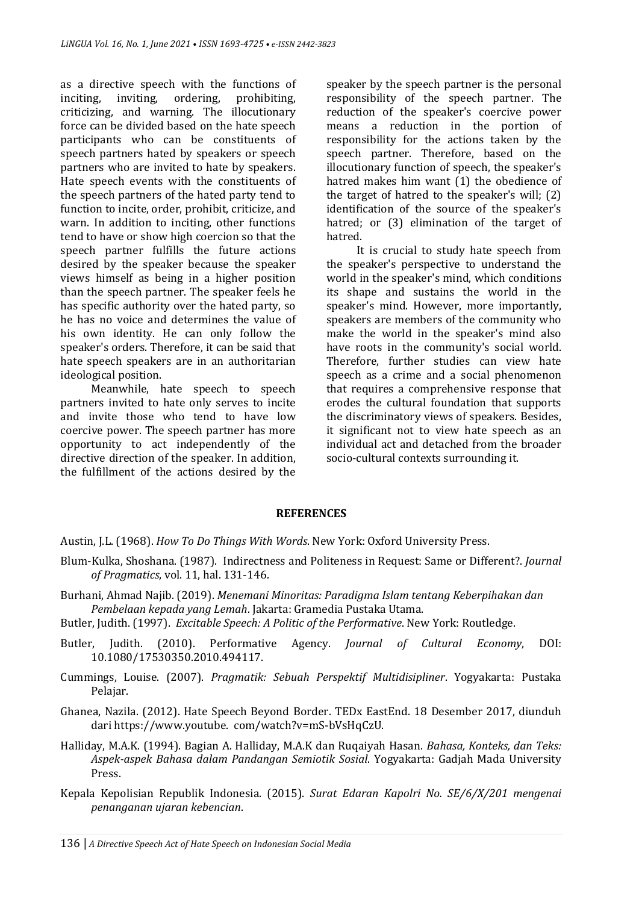as a directive speech with the functions of inciting, inviting, ordering, prohibiting, criticizing, and warning. The illocutionary force can be divided based on the hate speech participants who can be constituents of speech partners hated by speakers or speech partners who are invited to hate by speakers. Hate speech events with the constituents of the speech partners of the hated party tend to function to incite, order, prohibit, criticize, and warn. In addition to inciting, other functions tend to have or show high coercion so that the speech partner fulfills the future actions desired by the speaker because the speaker views himself as being in a higher position than the speech partner. The speaker feels he has specific authority over the hated party, so he has no voice and determines the value of his own identity. He can only follow the speaker's orders. Therefore, it can be said that hate speech speakers are in an authoritarian ideological position.

Meanwhile, hate speech to speech partners invited to hate only serves to incite and invite those who tend to have low coercive power. The speech partner has more opportunity to act independently of the directive direction of the speaker. In addition, the fulfillment of the actions desired by the speaker by the speech partner is the personal responsibility of the speech partner. The reduction of the speaker's coercive power means a reduction in the portion of responsibility for the actions taken by the speech partner. Therefore, based on the illocutionary function of speech, the speaker's hatred makes him want (1) the obedience of the target of hatred to the speaker's will; (2) identification of the source of the speaker's hatred; or (3) elimination of the target of hatred.

It is crucial to study hate speech from the speaker's perspective to understand the world in the speaker's mind, which conditions its shape and sustains the world in the speaker's mind. However, more importantly, speakers are members of the community who make the world in the speaker's mind also have roots in the community's social world. Therefore, further studies can view hate speech as a crime and a social phenomenon that requires a comprehensive response that erodes the cultural foundation that supports the discriminatory views of speakers. Besides, it significant not to view hate speech as an individual act and detached from the broader socio-cultural contexts surrounding it.

## REFERENCES

Austin, J.L. (1968). *How To Do Things With Words.* New York: Oxford University Press.

Blum-Kulka, Shoshana. (1987). Indirectness and Politeness in Request: Same or Different?. *Journal of Pragmatics*, vol. 11, hal. 131-146.

Burhani, Ahmad Najib. (2019). *Menemani Minoritas: Paradigma Islam tentang Keberpihakan dan Pembelaan kepada yang Lemah*. Jakarta: Gramedia Pustaka Utama.

Butler, Judith. (1997). *Excitable Speech: A Politic of the Performative*. New York: Routledge.

Butler, Judith. (2010). Performative Agency. *Journal of Cultural Economy*, DOI: 10.1080/17530350.2010.494117.

Cummings, Louise. (2007). *Pragmatik: Sebuah Perspektif Multidisipliner*. Yogyakarta: Pustaka Pelajar.

Ghanea, Nazila. (2012). Hate Speech Beyond Border. TEDx EastEnd. 18 Desember 2017, diunduh dari https://www.youtube. com/watch?v=mS-bVsHqCzU.

Halliday, M.A.K. (1994). Bagian A. Halliday, M.A.K dan Ruqaiyah Hasan. *Bahasa, Konteks, dan Teks: Aspek-aspek Bahasa dalam Pandangan Semiotik Sosial*. Yogyakarta: Gadjah Mada University Press.

Kepala Kepolisian Republik Indonesia. (2015). *Surat Edaran Kapolri No. SE/6/X/201 mengenai penanganan ujaran kebencian*.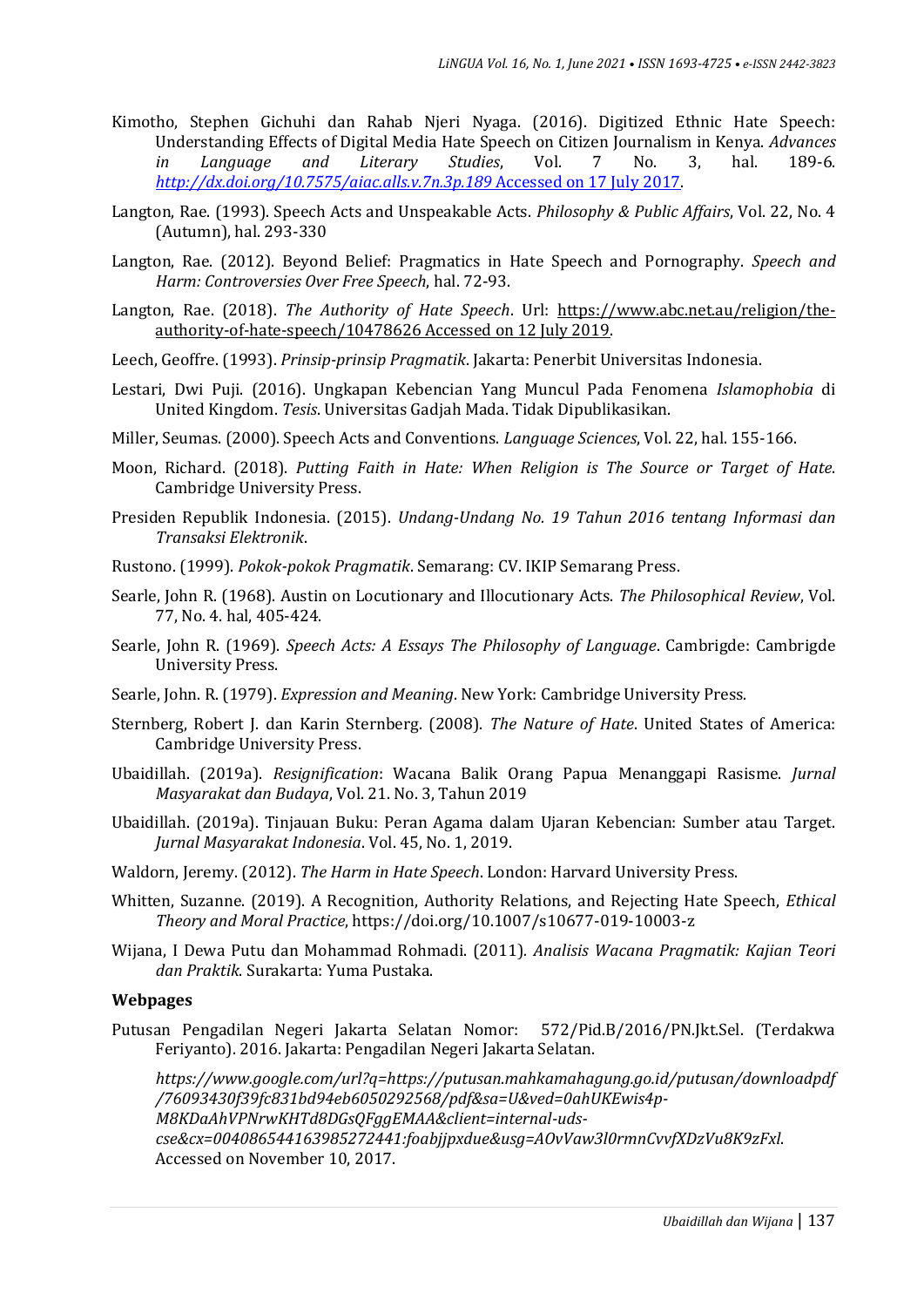Kimotho, Stephen Gichuhi dan Rahab Njeri Nyaga. (2016). Digitized Ethnic Hate Speech: Understanding Effects of Digital Media Hate Speech on Citizen Journalism in Kenya. *Advances in Language and Literary Studies*, Vol. 7 No. 3, hal. 189-6. *http://dx.doi.org/10.7575/aiac.alls.v.7n.3p.189* Accessed on 17 July 2017.

Langton, Rae. (1993). Speech Acts and Unspeakable Acts. *Philosophy & Public Affairs*, Vol. 22, No. 4 (Autumn), hal. 293-330

Langton, Rae. (2012). Beyond Belief: Pragmatics in Hate Speech and Pornography. *Speech and Harm: Controversies Over Free Speech*, hal. 72-93.

Langton, Rae. (2018). *The Authority of Hate Speech*. Url: https://www.abc.net.au/religion/the-authority-of-hate-speech/10478626 Accessed on 12 July 2019.

Leech, Geoffre. (1993). *Prinsip-prinsip Pragmatik*. Jakarta: Penerbit Universitas Indonesia.

Lestari, Dwi Puji. (2016). Ungkapan Kebencian Yang Muncul Pada Fenomena *Islamophobia* di United Kingdom. *Tesis*. Universitas Gadjah Mada. Tidak Dipublikasikan.

Miller, Seumas. (2000). Speech Acts and Conventions. *Language Sciences*, Vol. 22, hal. 155-166.

Moon, Richard. (2018). *Putting Faith in Hate: When Religion is The Source or Target of Hate*. Cambridge University Press.

Presiden Republik Indonesia. (2015). *Undang-Undang No. 19 Tahun 2016 tentang Informasi dan Transaksi Elektronik*.

Rustono. (1999). *Pokok-pokok Pragmatik*. Semarang: CV. IKIP Semarang Press.

Searle, John R. (1968). Austin on Locutionary and Illocutionary Acts. *The Philosophical Review*, Vol. 77, No. 4. hal, 405-424.

Searle, John R. (1969). *Speech Acts: A Essays The Philosophy of Language*. Cambrigde: Cambrigde University Press.

Searle, John. R. (1979). *Expression and Meaning*. New York: Cambridge University Press.

Sternberg, Robert J. dan Karin Sternberg. (2008). *The Nature of Hate*. United States of America: Cambridge University Press.

Ubaidillah. (2019a). *Resignification*: Wacana Balik Orang Papua Menanggapi Rasisme. *Jurnal Masyarakat dan Budaya*, Vol. 21. No. 3, Tahun 2019

Ubaidillah. (2019a). Tinjauan Buku: Peran Agama dalam Ujaran Kebencian: Sumber atau Target. *Jurnal Masyarakat Indonesia*. Vol. 45, No. 1, 2019.

Waldorn, Jeremy. (2012). *The Harm in Hate Speech*. London: Harvard University Press.

Whitten, Suzanne. (2019). A Recognition, Authority Relations, and Rejecting Hate Speech, *Ethical Theory and Moral Practice*, https://doi.org/10.1007/s10677-019-10003-z

Wijana, I Dewa Putu dan Mohammad Rohmadi. (2011). *Analisis Wacana Pragmatik: Kajian Teori dan Praktik*. Surakarta: Yuma Pustaka.

**Webpages**

Putusan Pengadilan Negeri Jakarta Selatan Nomor: 572/Pid.B/2016/PN.Jkt.Sel. (Terdakwa Feriyanto). 2016. Jakarta: Pengadilan Negeri Jakarta Selatan.

*https://www.google.com/url?q=https://putusan.mahkamahagung.go.id/putusan/downloadpdf/76093430f39fc831bd94eb6050292568/pdf&sa=U&ved=0ahUKEwis4p-M8KDaAhVPNrwKHTd8DGsQFggEMAA&client=internal-uds-cse&cx=004086544163985272441:foabjjpxdue&usg=AOvVaw3l0rmnCvvfXDzVu8K9zFxl*. Accessed on November 10, 2017.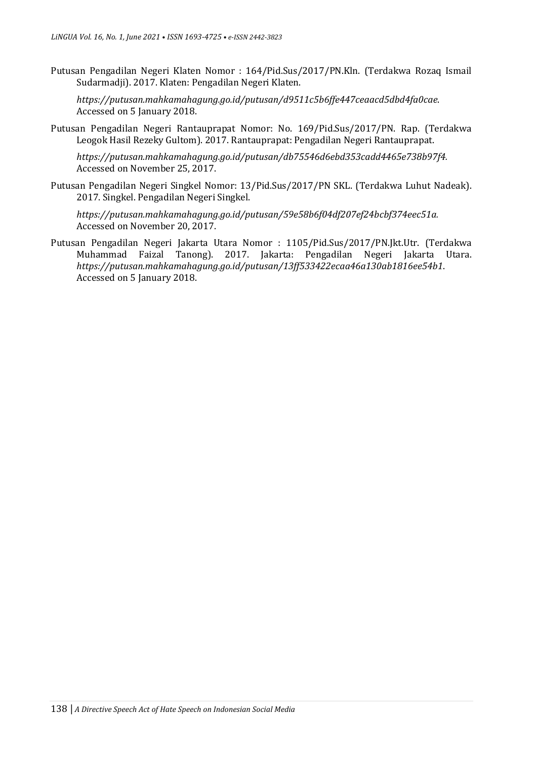Putusan Pengadilan Negeri Klaten Nomor : 164/Pid.Sus/2017/PN.Kln. (Terdakwa Rozaq Ismail Sudarmadji). 2017. Klaten: Pengadilan Negeri Klaten.

*https://putusan.mahkamahagung.go.id/putusan/d9511c5b6ffe447ceaacd5dbd4fa0cae*. Accessed on 5 January 2018.

Putusan Pengadilan Negeri Rantauprapat Nomor: No. 169/Pid.Sus/2017/PN. Rap. (Terdakwa Leogok Hasil Rezeky Gultom). 2017. Rantauprapat: Pengadilan Negeri Rantauprapat.

*https://putusan.mahkamahagung.go.id/putusan/db75546d6ebd353cadd4465e738b97f4.* Accessed on November 25, 2017.

Putusan Pengadilan Negeri Singkel Nomor: 13/Pid.Sus/2017/PN SKL. (Terdakwa Luhut Nadeak). 2017. Singkel. Pengadilan Negeri Singkel.

*https://putusan.mahkamahagung.go.id/putusan/59e58b6f04df207ef24bcbf374eec51a.* Accessed on November 20, 2017.

Putusan Pengadilan Negeri Jakarta Utara Nomor : 1105/Pid.Sus/2017/PN.Jkt.Utr. (Terdakwa Muhammad Faizal Tanong). 2017. Jakarta: Pengadilan Negeri Jakarta Utara. *https://putusan.mahkamahagung.go.id/putusan/13ff533422ecaa46a130ab1816ee54b1*. Accessed on 5 January 2018.